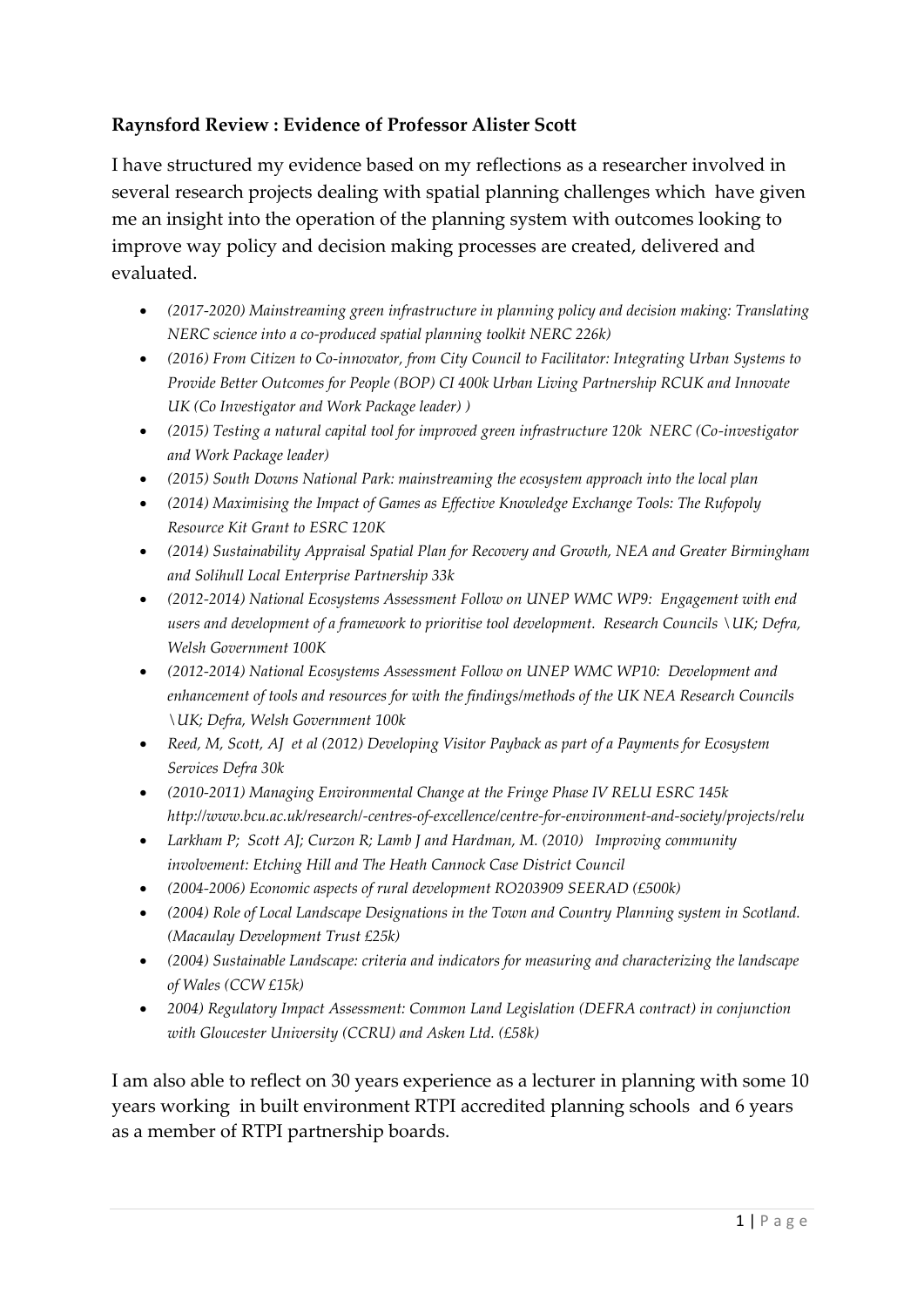**Raynsford Review : Evidence of Professor Alister Scott**

I have structured my evidence based on my reflections as a researcher involved in several research projects dealing with spatial planning challenges which have given me an insight into the operation of the planning system with outcomes looking to improve way policy and decision making processes are created, delivered and evaluated.

- *(2017-2020) Mainstreaming green infrastructure in planning policy and decision making: Translating NERC science into a co-produced spatial planning toolkit NERC 226k)*
- *(2016) From Citizen to Co-innovator, from City Council to Facilitator: Integrating Urban Systems to Provide Better Outcomes for People (BOP) CI 400k Urban Living Partnership RCUK and Innovate UK (Co Investigator and Work Package leader) )*
- *(2015) Testing a natural capital tool for improved green infrastructure 120k NERC (Co-investigator and Work Package leader)*
- *(2015) South Downs National Park: mainstreaming the ecosystem approach into the local plan*
- *(2014) Maximising the Impact of Games as Effective Knowledge Exchange Tools: The Rufopoly Resource Kit Grant to ESRC 120K*
- *(2014) Sustainability Appraisal Spatial Plan for Recovery and Growth, NEA and Greater Birmingham and Solihull Local Enterprise Partnership 33k*
- *(2012-2014) National Ecosystems Assessment Follow on UNEP WMC WP9: Engagement with end users and development of a framework to prioritise tool development. Research Councils \UK; Defra, Welsh Government 100K*
- *(2012-2014) National Ecosystems Assessment Follow on UNEP WMC WP10: Development and enhancement of tools and resources for with the findings/methods of the UK NEA Research Councils \UK; Defra, Welsh Government 100k*
- *Reed, M, Scott, AJ et al (2012) Developing Visitor Payback as part of a Payments for Ecosystem Services Defra 30k*
- *(2010-2011) Managing Environmental Change at the Fringe Phase IV RELU ESRC 145k http://www.bcu.ac.uk/research/-centres-of-excellence/centre-for-environment-and-society/projects/relu*
- *Larkham P; Scott AJ; Curzon R; Lamb J and Hardman, M. (2010) Improving community involvement: Etching Hill and The Heath Cannock Case District Council*
- *(2004-2006) Economic aspects of rural development RO203909 SEERAD (£500k)*
- *(2004) Role of Local Landscape Designations in the Town and Country Planning system in Scotland. (Macaulay Development Trust £25k)*
- *(2004) Sustainable Landscape: criteria and indicators for measuring and characterizing the landscape of Wales (CCW £15k)*
- *2004) Regulatory Impact Assessment: Common Land Legislation (DEFRA contract) in conjunction with Gloucester University (CCRU) and Asken Ltd. (£58k)*

I am also able to reflect on 30 years experience as a lecturer in planning with some 10 years working in built environment RTPI accredited planning schools and 6 years as a member of RTPI partnership boards.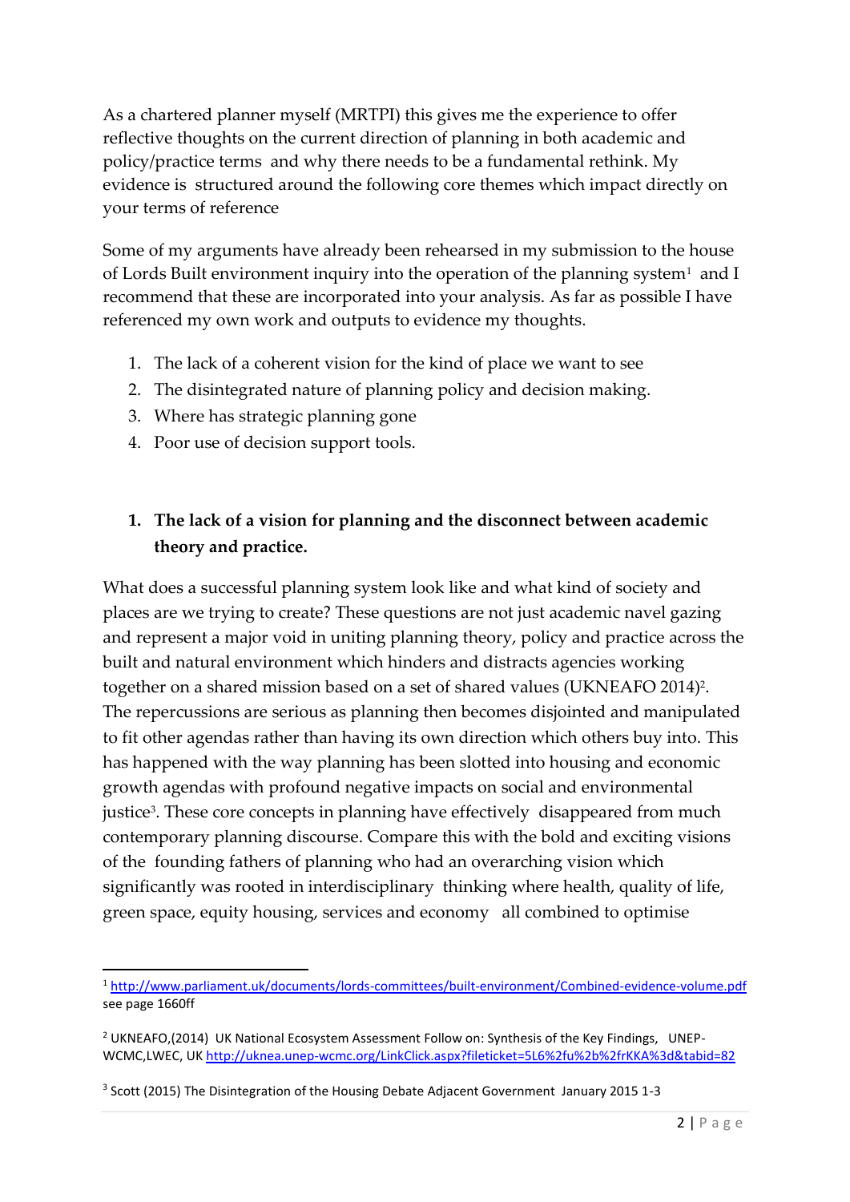As a chartered planner myself (MRTPI) this gives me the experience to offer reflective thoughts on the current direction of planning in both academic and policy/practice terms and why there needs to be a fundamental rethink. My evidence is structured around the following core themes which impact directly on your terms of reference

Some of my arguments have already been rehearsed in my submission to the house of Lords Built environment inquiry into the operation of the planning system[1] and I recommend that these are incorporated into your analysis. As far as possible I have referenced my own work and outputs to evidence my thoughts.

1. The lack of a coherent vision for the kind of place we want to see
2. The disintegrated nature of planning policy and decision making.
3. Where has strategic planning gone
4. Poor use of decision support tools.

**1. The lack of a vision for planning and the disconnect between academic theory and practice.**

What does a successful planning system look like and what kind of society and places are we trying to create? These questions are not just academic navel gazing and represent a major void in uniting planning theory, policy and practice across the built and natural environment which hinders and distracts agencies working together on a shared mission based on a set of shared values (UKNEAFO 2014)[2]. The repercussions are serious as planning then becomes disjointed and manipulated to fit other agendas rather than having its own direction which others buy into. This has happened with the way planning has been slotted into housing and economic growth agendas with profound negative impacts on social and environmental justice[3]. These core concepts in planning have effectively disappeared from much contemporary planning discourse. Compare this with the bold and exciting visions of the founding fathers of planning who had an overarching vision which significantly was rooted in interdisciplinary thinking where health, quality of life, green space, equity housing, services and economy all combined to optimise

---

[1] http://www.parliament.uk/documents/lords-committees/built-environment/Combined-evidence-volume.pdf see page 1660ff

[2] UKNEAFO,(2014) UK National Ecosystem Assessment Follow on: Synthesis of the Key Findings, UNEP-WCMC,LWEC, UK http://uknea.unep-wcmc.org/LinkClick.aspx?fileticket=5L6%2fu%2b%2frKKA%3d&tabid=82

[3] Scott (2015) The Disintegration of the Housing Debate Adjacent Government January 2015 1-3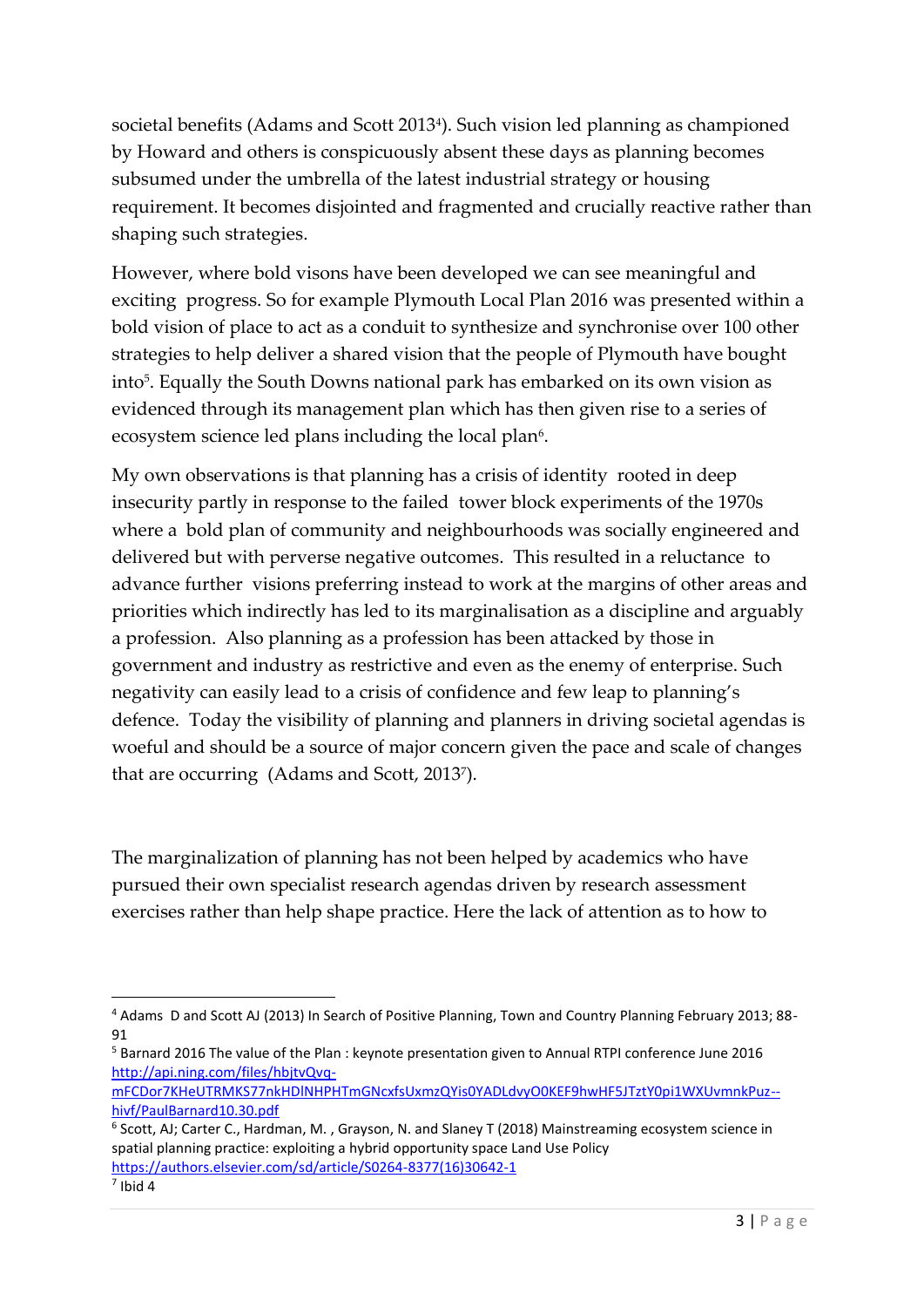societal benefits (Adams and Scott 2013[4]). Such vision led planning as championed by Howard and others is conspicuously absent these days as planning becomes subsumed under the umbrella of the latest industrial strategy or housing requirement. It becomes disjointed and fragmented and crucially reactive rather than shaping such strategies.

However, where bold visons have been developed we can see meaningful and exciting progress. So for example Plymouth Local Plan 2016 was presented within a bold vision of place to act as a conduit to synthesize and synchronise over 100 other strategies to help deliver a shared vision that the people of Plymouth have bought into[5]. Equally the South Downs national park has embarked on its own vision as evidenced through its management plan which has then given rise to a series of ecosystem science led plans including the local plan[6].

My own observations is that planning has a crisis of identity rooted in deep insecurity partly in response to the failed tower block experiments of the 1970s where a bold plan of community and neighbourhoods was socially engineered and delivered but with perverse negative outcomes. This resulted in a reluctance to advance further visions preferring instead to work at the margins of other areas and priorities which indirectly has led to its marginalisation as a discipline and arguably a profession. Also planning as a profession has been attacked by those in government and industry as restrictive and even as the enemy of enterprise. Such negativity can easily lead to a crisis of confidence and few leap to planning's defence. Today the visibility of planning and planners in driving societal agendas is woeful and should be a source of major concern given the pace and scale of changes that are occurring (Adams and Scott, 2013[7]).

The marginalization of planning has not been helped by academics who have pursued their own specialist research agendas driven by research assessment exercises rather than help shape practice. Here the lack of attention as to how to

---

[4] Adams D and Scott AJ (2013) In Search of Positive Planning, Town and Country Planning February 2013; 88-91

[5] Barnard 2016 The value of the Plan : keynote presentation given to Annual RTPI conference June 2016 http://api.ning.com/files/hbjtvQvq-mFCDor7KHeUTRMKS77nkHDlNHPHTmGNcxfsUxmzQYis0YADLdvyO0KEF9hwHF5JTztY0pi1WXUvmnkPuz--hivf/PaulBarnard10.30.pdf

[6] Scott, AJ; Carter C., Hardman, M. , Grayson, N. and Slaney T (2018) Mainstreaming ecosystem science in spatial planning practice: exploiting a hybrid opportunity space Land Use Policy https://authors.elsevier.com/sd/article/S0264-8377(16)30642-1

[7] Ibid 4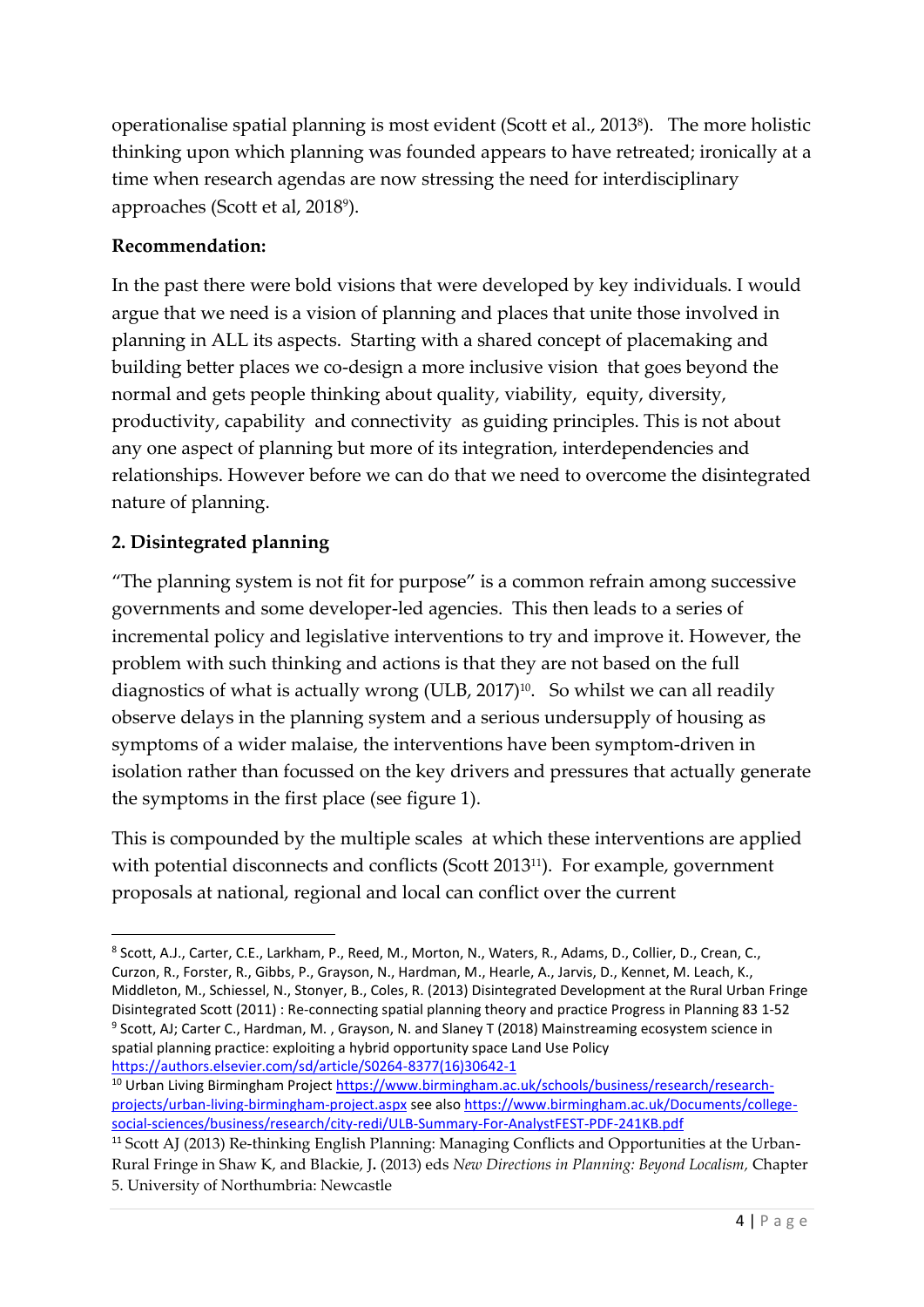operationalise spatial planning is most evident (Scott et al., 2013[8]). The more holistic thinking upon which planning was founded appears to have retreated; ironically at a time when research agendas are now stressing the need for interdisciplinary approaches (Scott et al, 2018[9]).

**Recommendation:**

In the past there were bold visions that were developed by key individuals. I would argue that we need is a vision of planning and places that unite those involved in planning in ALL its aspects. Starting with a shared concept of placemaking and building better places we co-design a more inclusive vision that goes beyond the normal and gets people thinking about quality, viability, equity, diversity, productivity, capability and connectivity as guiding principles. This is not about any one aspect of planning but more of its integration, interdependencies and relationships. However before we can do that we need to overcome the disintegrated nature of planning.

**2. Disintegrated planning**

"The planning system is not fit for purpose" is a common refrain among successive governments and some developer-led agencies. This then leads to a series of incremental policy and legislative interventions to try and improve it. However, the problem with such thinking and actions is that they are not based on the full diagnostics of what is actually wrong (ULB, 2017)[10]. So whilst we can all readily observe delays in the planning system and a serious undersupply of housing as symptoms of a wider malaise, the interventions have been symptom-driven in isolation rather than focussed on the key drivers and pressures that actually generate the symptoms in the first place (see figure 1).

This is compounded by the multiple scales at which these interventions are applied with potential disconnects and conflicts (Scott 2013[11]). For example, government proposals at national, regional and local can conflict over the current

---

[8] Scott, A.J., Carter, C.E., Larkham, P., Reed, M., Morton, N., Waters, R., Adams, D., Collier, D., Crean, C., Curzon, R., Forster, R., Gibbs, P., Grayson, N., Hardman, M., Hearle, A., Jarvis, D., Kennet, M. Leach, K., Middleton, M., Schiessel, N., Stonyer, B., Coles, R. (2013) Disintegrated Development at the Rural Urban Fringe Disintegrated Scott (2011) : Re-connecting spatial planning theory and practice Progress in Planning 83 1-52

[9] Scott, AJ; Carter C., Hardman, M. , Grayson, N. and Slaney T (2018) Mainstreaming ecosystem science in spatial planning practice: exploiting a hybrid opportunity space Land Use Policy https://authors.elsevier.com/sd/article/S0264-8377(16)30642-1

[10] Urban Living Birmingham Project https://www.birmingham.ac.uk/schools/business/research/research-projects/urban-living-birmingham-project.aspx see also https://www.birmingham.ac.uk/Documents/college-social-sciences/business/research/city-redi/ULB-Summary-For-AnalystFEST-PDF-241KB.pdf

[11] Scott AJ (2013) Re-thinking English Planning: Managing Conflicts and Opportunities at the Urban-Rural Fringe in Shaw K, and Blackie, J. (2013) eds *New Directions in Planning: Beyond Localism,* Chapter 5. University of Northumbria: Newcastle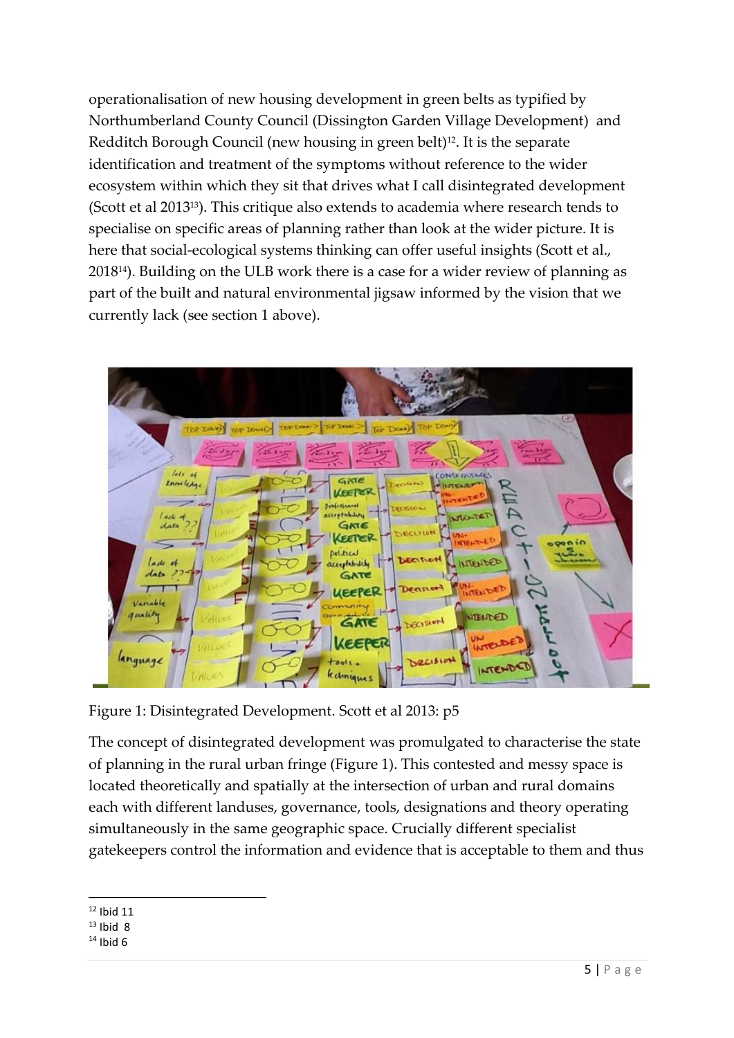operationalisation of new housing development in green belts as typified by Northumberland County Council (Dissington Garden Village Development) and Redditch Borough Council (new housing in green belt)[12]. It is the separate identification and treatment of the symptoms without reference to the wider ecosystem within which they sit that drives what I call disintegrated development (Scott et al 2013[13]). This critique also extends to academia where research tends to specialise on specific areas of planning rather than look at the wider picture. It is here that social-ecological systems thinking can offer useful insights (Scott et al., 2018[14]). Building on the ULB work there is a case for a wider review of planning as part of the built and natural environmental jigsaw informed by the vision that we currently lack (see section 1 above).

Figure 1: Disintegrated Development. Scott et al 2013: p5

The concept of disintegrated development was promulgated to characterise the state of planning in the rural urban fringe (Figure 1). This contested and messy space is located theoretically and spatially at the intersection of urban and rural domains each with different landuses, governance, tools, designations and theory operating simultaneously in the same geographic space. Crucially different specialist gatekeepers control the information and evidence that is acceptable to them and thus

[12] Ibid 11
[13] Ibid 8
[14] Ibid 6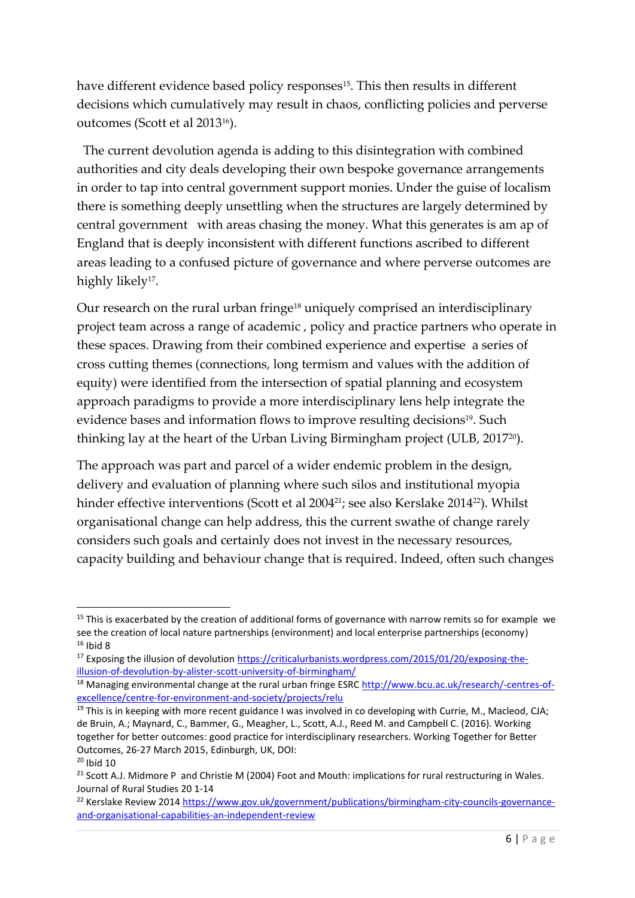have different evidence based policy responses[15]. This then results in different decisions which cumulatively may result in chaos, conflicting policies and perverse outcomes (Scott et al 2013[16]).

The current devolution agenda is adding to this disintegration with combined authorities and city deals developing their own bespoke governance arrangements in order to tap into central government support monies. Under the guise of localism there is something deeply unsettling when the structures are largely determined by central government with areas chasing the money. What this generates is am ap of England that is deeply inconsistent with different functions ascribed to different areas leading to a confused picture of governance and where perverse outcomes are highly likely[17].

Our research on the rural urban fringe[18] uniquely comprised an interdisciplinary project team across a range of academic , policy and practice partners who operate in these spaces. Drawing from their combined experience and expertise a series of cross cutting themes (connections, long termism and values with the addition of equity) were identified from the intersection of spatial planning and ecosystem approach paradigms to provide a more interdisciplinary lens help integrate the evidence bases and information flows to improve resulting decisions[19]. Such thinking lay at the heart of the Urban Living Birmingham project (ULB, 2017[20]).

The approach was part and parcel of a wider endemic problem in the design, delivery and evaluation of planning where such silos and institutional myopia hinder effective interventions (Scott et al 2004[21]; see also Kerslake 2014[22]). Whilst organisational change can help address, this the current swathe of change rarely considers such goals and certainly does not invest in the necessary resources, capacity building and behaviour change that is required. Indeed, often such changes

---

[15] This is exacerbated by the creation of additional forms of governance with narrow remits so for example we see the creation of local nature partnerships (environment) and local enterprise partnerships (economy)

[16] Ibid 8

[17] Exposing the illusion of devolution https://criticalurbanists.wordpress.com/2015/01/20/exposing-the-illusion-of-devolution-by-alister-scott-university-of-birmingham/

[18] Managing environmental change at the rural urban fringe ESRC http://www.bcu.ac.uk/research/-centres-of-excellence/centre-for-environment-and-society/projects/relu

[19] This is in keeping with more recent guidance I was involved in co developing with Currie, M., Macleod, CJA; de Bruin, A.; Maynard, C., Bammer, G., Meagher, L., Scott, A.J., Reed M. and Campbell C. (2016). Working together for better outcomes: good practice for interdisciplinary researchers. Working Together for Better Outcomes, 26-27 March 2015, Edinburgh, UK, DOI:

[20] Ibid 10

[21] Scott A.J. Midmore P and Christie M (2004) Foot and Mouth: implications for rural restructuring in Wales. Journal of Rural Studies 20 1-14

[22] Kerslake Review 2014 https://www.gov.uk/government/publications/birmingham-city-councils-governance-and-organisational-capabilities-an-independent-review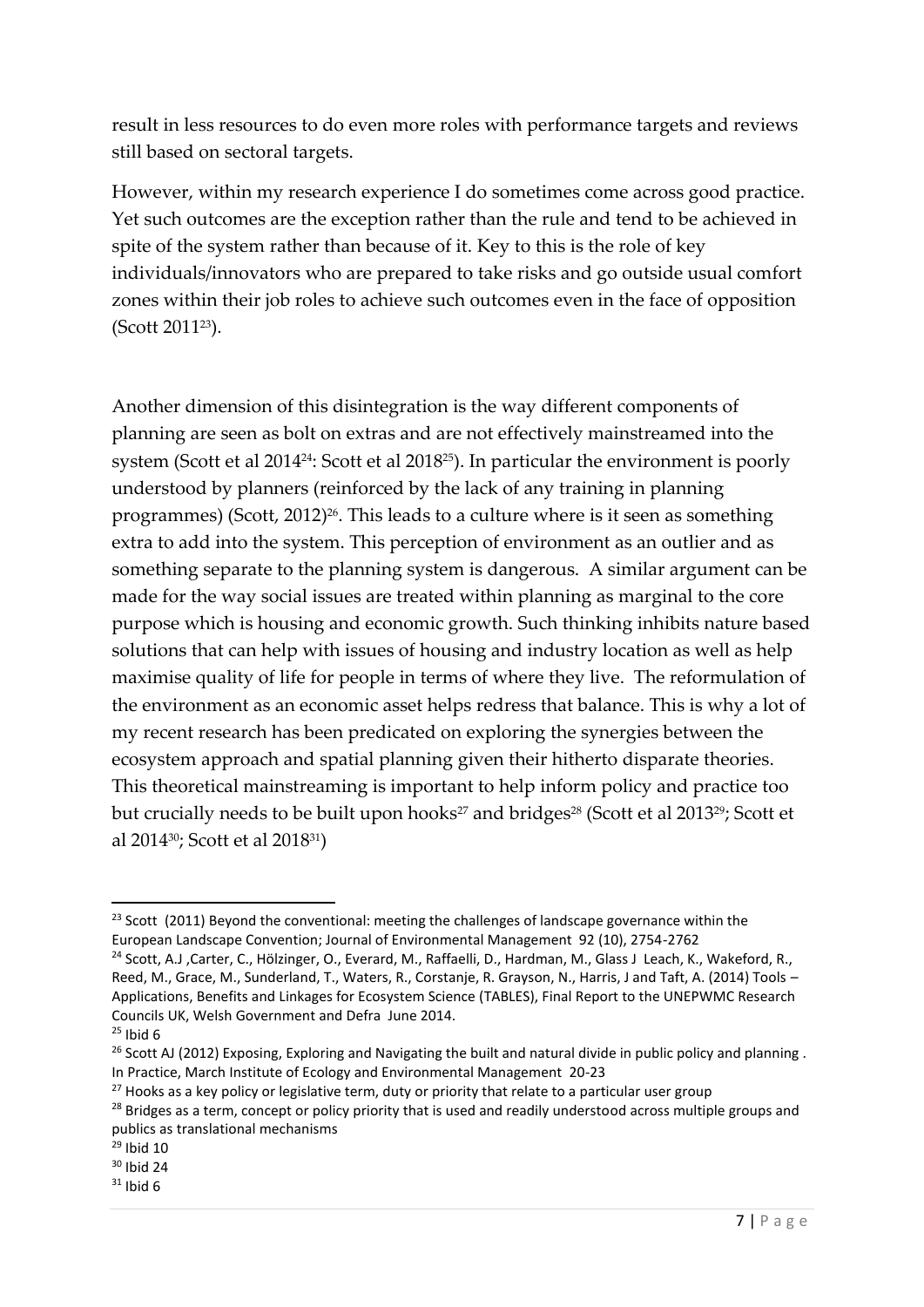result in less resources to do even more roles with performance targets and reviews still based on sectoral targets.

However, within my research experience I do sometimes come across good practice. Yet such outcomes are the exception rather than the rule and tend to be achieved in spite of the system rather than because of it. Key to this is the role of key individuals/innovators who are prepared to take risks and go outside usual comfort zones within their job roles to achieve such outcomes even in the face of opposition (Scott 2011[23]).

Another dimension of this disintegration is the way different components of planning are seen as bolt on extras and are not effectively mainstreamed into the system (Scott et al 2014[24]: Scott et al 2018[25]). In particular the environment is poorly understood by planners (reinforced by the lack of any training in planning programmes) (Scott, 2012)[26]. This leads to a culture where is it seen as something extra to add into the system. This perception of environment as an outlier and as something separate to the planning system is dangerous. A similar argument can be made for the way social issues are treated within planning as marginal to the core purpose which is housing and economic growth. Such thinking inhibits nature based solutions that can help with issues of housing and industry location as well as help maximise quality of life for people in terms of where they live. The reformulation of the environment as an economic asset helps redress that balance. This is why a lot of my recent research has been predicated on exploring the synergies between the ecosystem approach and spatial planning given their hitherto disparate theories. This theoretical mainstreaming is important to help inform policy and practice too but crucially needs to be built upon hooks[27] and bridges[28] (Scott et al 2013[29]; Scott et al 2014[30]; Scott et al 2018[31])

---

[23] Scott (2011) Beyond the conventional: meeting the challenges of landscape governance within the European Landscape Convention; Journal of Environmental Management 92 (10), 2754-2762

[24] Scott, A.J ,Carter, C., Hölzinger, O., Everard, M., Raffaelli, D., Hardman, M., Glass J Leach, K., Wakeford, R., Reed, M., Grace, M., Sunderland, T., Waters, R., Corstanje, R. Grayson, N., Harris, J and Taft, A. (2014) Tools – Applications, Benefits and Linkages for Ecosystem Science (TABLES), Final Report to the UNEPWMC Research Councils UK, Welsh Government and Defra June 2014.

[25] Ibid 6

[26] Scott AJ (2012) Exposing, Exploring and Navigating the built and natural divide in public policy and planning . In Practice, March Institute of Ecology and Environmental Management 20-23

[27] Hooks as a key policy or legislative term, duty or priority that relate to a particular user group

[28] Bridges as a term, concept or policy priority that is used and readily understood across multiple groups and publics as translational mechanisms

[29] Ibid 10

[30] Ibid 24

[31] Ibid 6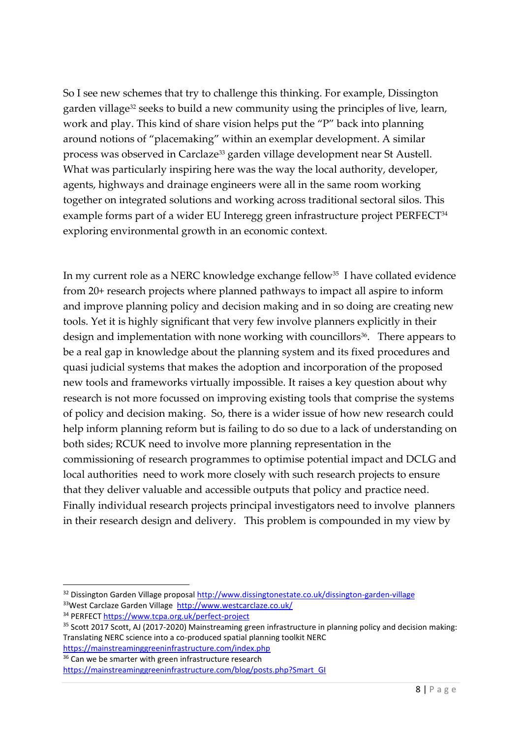So I see new schemes that try to challenge this thinking. For example, Dissington garden village[32] seeks to build a new community using the principles of live, learn, work and play. This kind of share vision helps put the "P" back into planning around notions of "placemaking" within an exemplar development. A similar process was observed in Carclaze[33] garden village development near St Austell. What was particularly inspiring here was the way the local authority, developer, agents, highways and drainage engineers were all in the same room working together on integrated solutions and working across traditional sectoral silos. This example forms part of a wider EU Interegg green infrastructure project PERFECT[34] exploring environmental growth in an economic context.

In my current role as a NERC knowledge exchange fellow[35] I have collated evidence from 20+ research projects where planned pathways to impact all aspire to inform and improve planning policy and decision making and in so doing are creating new tools. Yet it is highly significant that very few involve planners explicitly in their design and implementation with none working with councillors[36]. There appears to be a real gap in knowledge about the planning system and its fixed procedures and quasi judicial systems that makes the adoption and incorporation of the proposed new tools and frameworks virtually impossible. It raises a key question about why research is not more focussed on improving existing tools that comprise the systems of policy and decision making. So, there is a wider issue of how new research could help inform planning reform but is failing to do so due to a lack of understanding on both sides; RCUK need to involve more planning representation in the commissioning of research programmes to optimise potential impact and DCLG and local authorities need to work more closely with such research projects to ensure that they deliver valuable and accessible outputs that policy and practice need. Finally individual research projects principal investigators need to involve planners in their research design and delivery. This problem is compounded in my view by

---

[32] Dissington Garden Village proposal http://www.dissingtonestate.co.uk/dissington-garden-village

[33] West Carclaze Garden Village http://www.westcarclaze.co.uk/

[34] PERFECT https://www.tcpa.org.uk/perfect-project

[35] Scott 2017 Scott, AJ (2017-2020) Mainstreaming green infrastructure in planning policy and decision making: Translating NERC science into a co-produced spatial planning toolkit NERC https://mainstreaminggreeninfrastructure.com/index.php

[36] Can we be smarter with green infrastructure research https://mainstreaminggreeninfrastructure.com/blog/posts.php?Smart_GI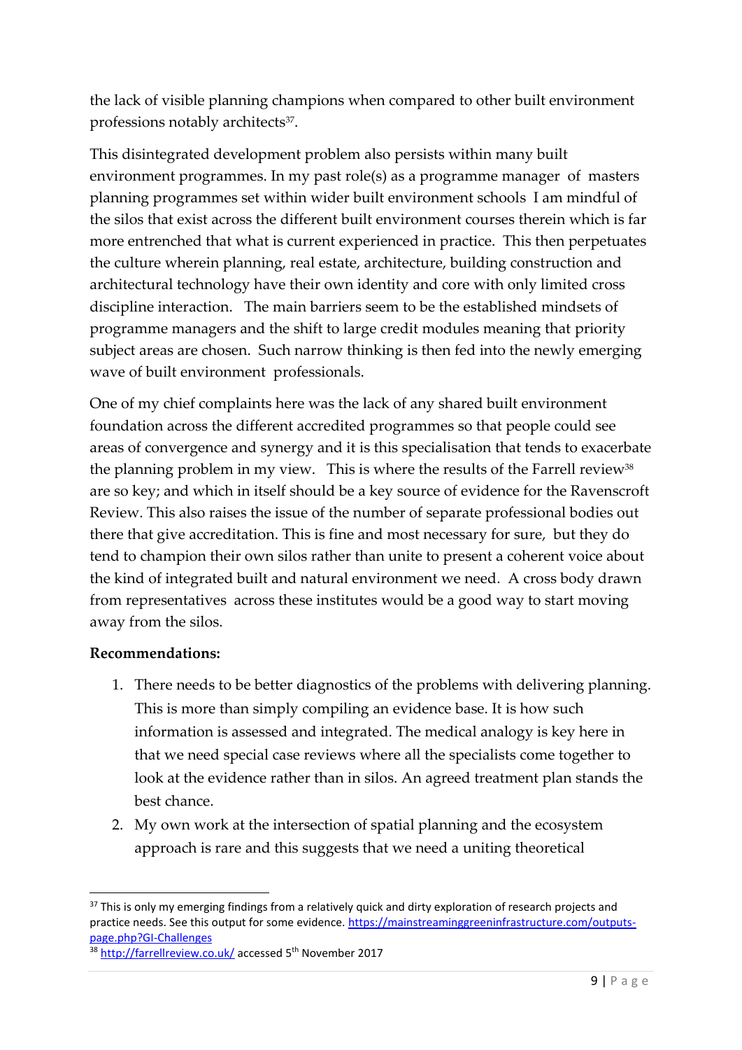the lack of visible planning champions when compared to other built environment professions notably architects[37].

This disintegrated development problem also persists within many built environment programmes. In my past role(s) as a programme manager of masters planning programmes set within wider built environment schools I am mindful of the silos that exist across the different built environment courses therein which is far more entrenched that what is current experienced in practice. This then perpetuates the culture wherein planning, real estate, architecture, building construction and architectural technology have their own identity and core with only limited cross discipline interaction. The main barriers seem to be the established mindsets of programme managers and the shift to large credit modules meaning that priority subject areas are chosen. Such narrow thinking is then fed into the newly emerging wave of built environment professionals.

One of my chief complaints here was the lack of any shared built environment foundation across the different accredited programmes so that people could see areas of convergence and synergy and it is this specialisation that tends to exacerbate the planning problem in my view. This is where the results of the Farrell review[38] are so key; and which in itself should be a key source of evidence for the Ravenscroft Review. This also raises the issue of the number of separate professional bodies out there that give accreditation. This is fine and most necessary for sure, but they do tend to champion their own silos rather than unite to present a coherent voice about the kind of integrated built and natural environment we need. A cross body drawn from representatives across these institutes would be a good way to start moving away from the silos.

**Recommendations:**

1. There needs to be better diagnostics of the problems with delivering planning. This is more than simply compiling an evidence base. It is how such information is assessed and integrated. The medical analogy is key here in that we need special case reviews where all the specialists come together to look at the evidence rather than in silos. An agreed treatment plan stands the best chance.
2. My own work at the intersection of spatial planning and the ecosystem approach is rare and this suggests that we need a uniting theoretical

---

[37] This is only my emerging findings from a relatively quick and dirty exploration of research projects and practice needs. See this output for some evidence. https://mainstreaminggreeninfrastructure.com/outputs-page.php?GI-Challenges

[38] http://farrellreview.co.uk/ accessed 5th November 2017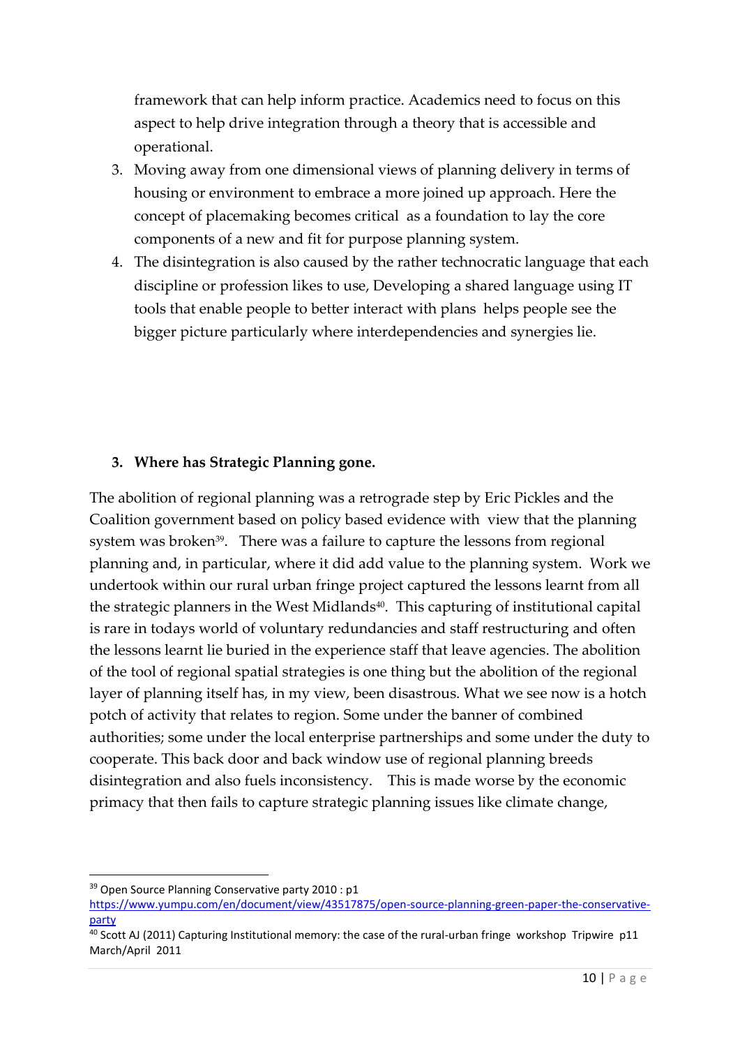framework that can help inform practice. Academics need to focus on this aspect to help drive integration through a theory that is accessible and operational.

3. Moving away from one dimensional views of planning delivery in terms of housing or environment to embrace a more joined up approach. Here the concept of placemaking becomes critical as a foundation to lay the core components of a new and fit for purpose planning system.
4. The disintegration is also caused by the rather technocratic language that each discipline or profession likes to use, Developing a shared language using IT tools that enable people to better interact with plans helps people see the bigger picture particularly where interdependencies and synergies lie.

## 3. Where has Strategic Planning gone.

The abolition of regional planning was a retrograde step by Eric Pickles and the Coalition government based on policy based evidence with view that the planning system was broken[39]. There was a failure to capture the lessons from regional planning and, in particular, where it did add value to the planning system. Work we undertook within our rural urban fringe project captured the lessons learnt from all the strategic planners in the West Midlands[40]. This capturing of institutional capital is rare in todays world of voluntary redundancies and staff restructuring and often the lessons learnt lie buried in the experience staff that leave agencies. The abolition of the tool of regional spatial strategies is one thing but the abolition of the regional layer of planning itself has, in my view, been disastrous. What we see now is a hotch potch of activity that relates to region. Some under the banner of combined authorities; some under the local enterprise partnerships and some under the duty to cooperate. This back door and back window use of regional planning breeds disintegration and also fuels inconsistency. This is made worse by the economic primacy that then fails to capture strategic planning issues like climate change,

---

[39] Open Source Planning Conservative party 2010 : p1 https://www.yumpu.com/en/document/view/43517875/open-source-planning-green-paper-the-conservative-party

[40] Scott AJ (2011) Capturing Institutional memory: the case of the rural-urban fringe workshop Tripwire p11 March/April 2011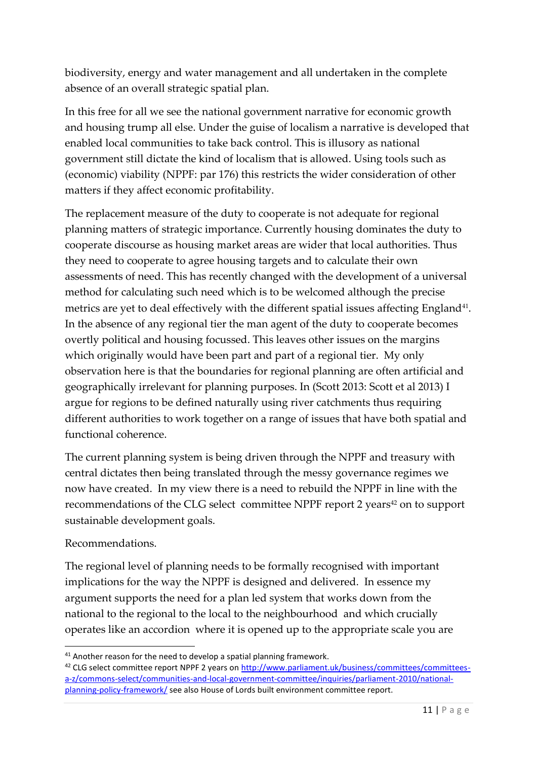biodiversity, energy and water management and all undertaken in the complete absence of an overall strategic spatial plan.

In this free for all we see the national government narrative for economic growth and housing trump all else. Under the guise of localism a narrative is developed that enabled local communities to take back control. This is illusory as national government still dictate the kind of localism that is allowed. Using tools such as (economic) viability (NPPF: par 176) this restricts the wider consideration of other matters if they affect economic profitability.

The replacement measure of the duty to cooperate is not adequate for regional planning matters of strategic importance. Currently housing dominates the duty to cooperate discourse as housing market areas are wider that local authorities. Thus they need to cooperate to agree housing targets and to calculate their own assessments of need. This has recently changed with the development of a universal method for calculating such need which is to be welcomed although the precise metrics are yet to deal effectively with the different spatial issues affecting England[41]. In the absence of any regional tier the man agent of the duty to cooperate becomes overtly political and housing focussed. This leaves other issues on the margins which originally would have been part and part of a regional tier. My only observation here is that the boundaries for regional planning are often artificial and geographically irrelevant for planning purposes. In (Scott 2013: Scott et al 2013) I argue for regions to be defined naturally using river catchments thus requiring different authorities to work together on a range of issues that have both spatial and functional coherence.

The current planning system is being driven through the NPPF and treasury with central dictates then being translated through the messy governance regimes we now have created. In my view there is a need to rebuild the NPPF in line with the recommendations of the CLG select committee NPPF report 2 years[42] on to support sustainable development goals.

Recommendations.

The regional level of planning needs to be formally recognised with important implications for the way the NPPF is designed and delivered. In essence my argument supports the need for a plan led system that works down from the national to the regional to the local to the neighbourhood and which crucially operates like an accordion where it is opened up to the appropriate scale you are

[41] Another reason for the need to develop a spatial planning framework.

[42] CLG select committee report NPPF 2 years on http://www.parliament.uk/business/committees/committees-a-z/commons-select/communities-and-local-government-committee/inquiries/parliament-2010/national-planning-policy-framework/ see also House of Lords built environment committee report.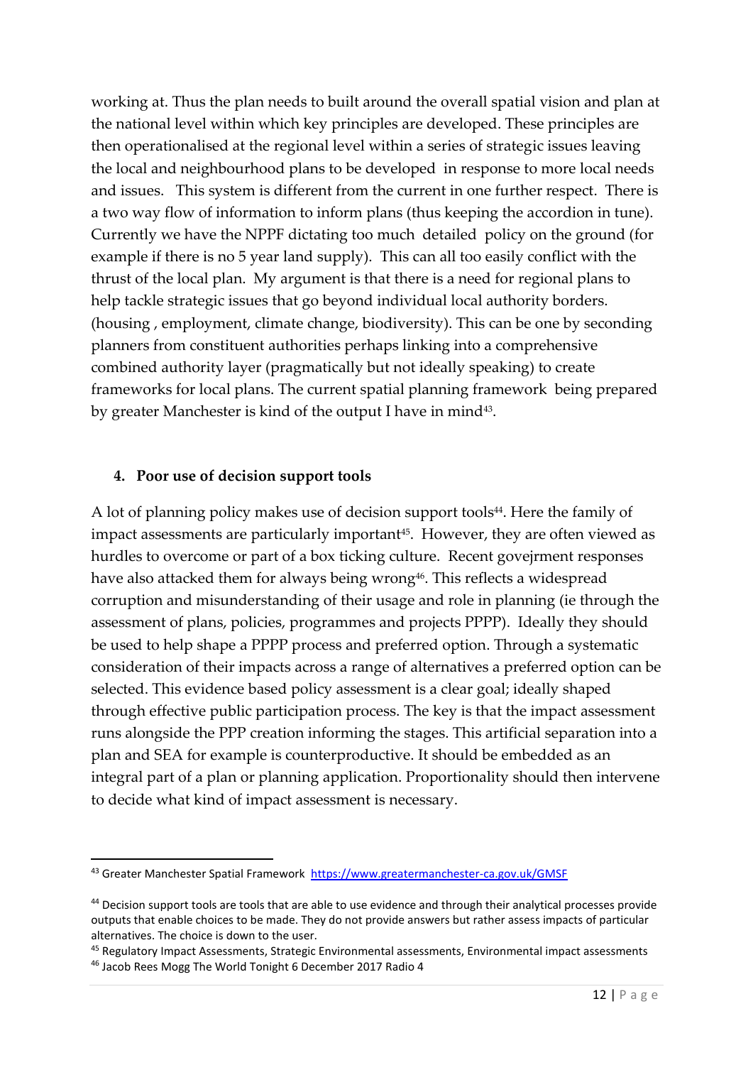working at. Thus the plan needs to built around the overall spatial vision and plan at the national level within which key principles are developed. These principles are then operationalised at the regional level within a series of strategic issues leaving the local and neighbourhood plans to be developed in response to more local needs and issues. This system is different from the current in one further respect. There is a two way flow of information to inform plans (thus keeping the accordion in tune). Currently we have the NPPF dictating too much detailed policy on the ground (for example if there is no 5 year land supply). This can all too easily conflict with the thrust of the local plan. My argument is that there is a need for regional plans to help tackle strategic issues that go beyond individual local authority borders. (housing , employment, climate change, biodiversity). This can be one by seconding planners from constituent authorities perhaps linking into a comprehensive combined authority layer (pragmatically but not ideally speaking) to create frameworks for local plans. The current spatial planning framework being prepared by greater Manchester is kind of the output I have in mind[43].

#### 4. Poor use of decision support tools

A lot of planning policy makes use of decision support tools[44]. Here the family of impact assessments are particularly important[45]. However, they are often viewed as hurdles to overcome or part of a box ticking culture. Recent govejrment responses have also attacked them for always being wrong[46]. This reflects a widespread corruption and misunderstanding of their usage and role in planning (ie through the assessment of plans, policies, programmes and projects PPPP). Ideally they should be used to help shape a PPPP process and preferred option. Through a systematic consideration of their impacts across a range of alternatives a preferred option can be selected. This evidence based policy assessment is a clear goal; ideally shaped through effective public participation process. The key is that the impact assessment runs alongside the PPP creation informing the stages. This artificial separation into a plan and SEA for example is counterproductive. It should be embedded as an integral part of a plan or planning application. Proportionality should then intervene to decide what kind of impact assessment is necessary.

---

[43] Greater Manchester Spatial Framework https://www.greatermanchester-ca.gov.uk/GMSF

[44] Decision support tools are tools that are able to use evidence and through their analytical processes provide outputs that enable choices to be made. They do not provide answers but rather assess impacts of particular alternatives. The choice is down to the user.

[45] Regulatory Impact Assessments, Strategic Environmental assessments, Environmental impact assessments

[46] Jacob Rees Mogg The World Tonight 6 December 2017 Radio 4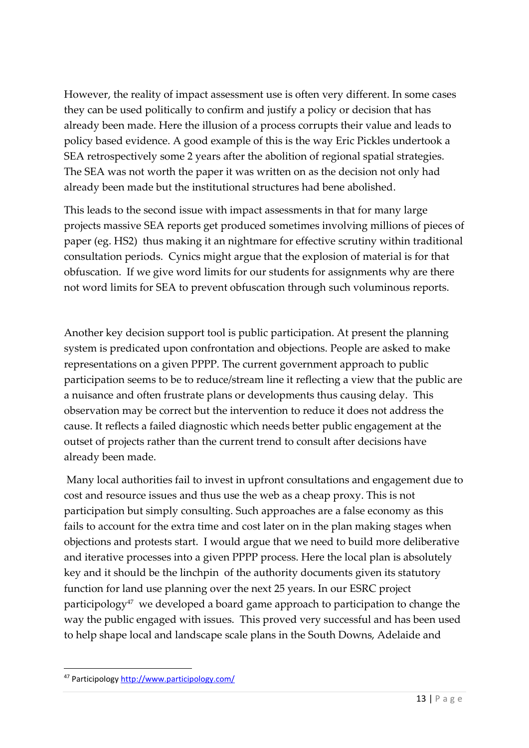However, the reality of impact assessment use is often very different. In some cases they can be used politically to confirm and justify a policy or decision that has already been made. Here the illusion of a process corrupts their value and leads to policy based evidence. A good example of this is the way Eric Pickles undertook a SEA retrospectively some 2 years after the abolition of regional spatial strategies. The SEA was not worth the paper it was written on as the decision not only had already been made but the institutional structures had bene abolished.

This leads to the second issue with impact assessments in that for many large projects massive SEA reports get produced sometimes involving millions of pieces of paper (eg. HS2) thus making it an nightmare for effective scrutiny within traditional consultation periods. Cynics might argue that the explosion of material is for that obfuscation. If we give word limits for our students for assignments why are there not word limits for SEA to prevent obfuscation through such voluminous reports.

Another key decision support tool is public participation. At present the planning system is predicated upon confrontation and objections. People are asked to make representations on a given PPPP. The current government approach to public participation seems to be to reduce/stream line it reflecting a view that the public are a nuisance and often frustrate plans or developments thus causing delay. This observation may be correct but the intervention to reduce it does not address the cause. It reflects a failed diagnostic which needs better public engagement at the outset of projects rather than the current trend to consult after decisions have already been made.

Many local authorities fail to invest in upfront consultations and engagement due to cost and resource issues and thus use the web as a cheap proxy. This is not participation but simply consulting. Such approaches are a false economy as this fails to account for the extra time and cost later on in the plan making stages when objections and protests start. I would argue that we need to build more deliberative and iterative processes into a given PPPP process. Here the local plan is absolutely key and it should be the linchpin of the authority documents given its statutory function for land use planning over the next 25 years. In our ESRC project participology[47] we developed a board game approach to participation to change the way the public engaged with issues. This proved very successful and has been used to help shape local and landscape scale plans in the South Downs, Adelaide and

[47] Participology http://www.participology.com/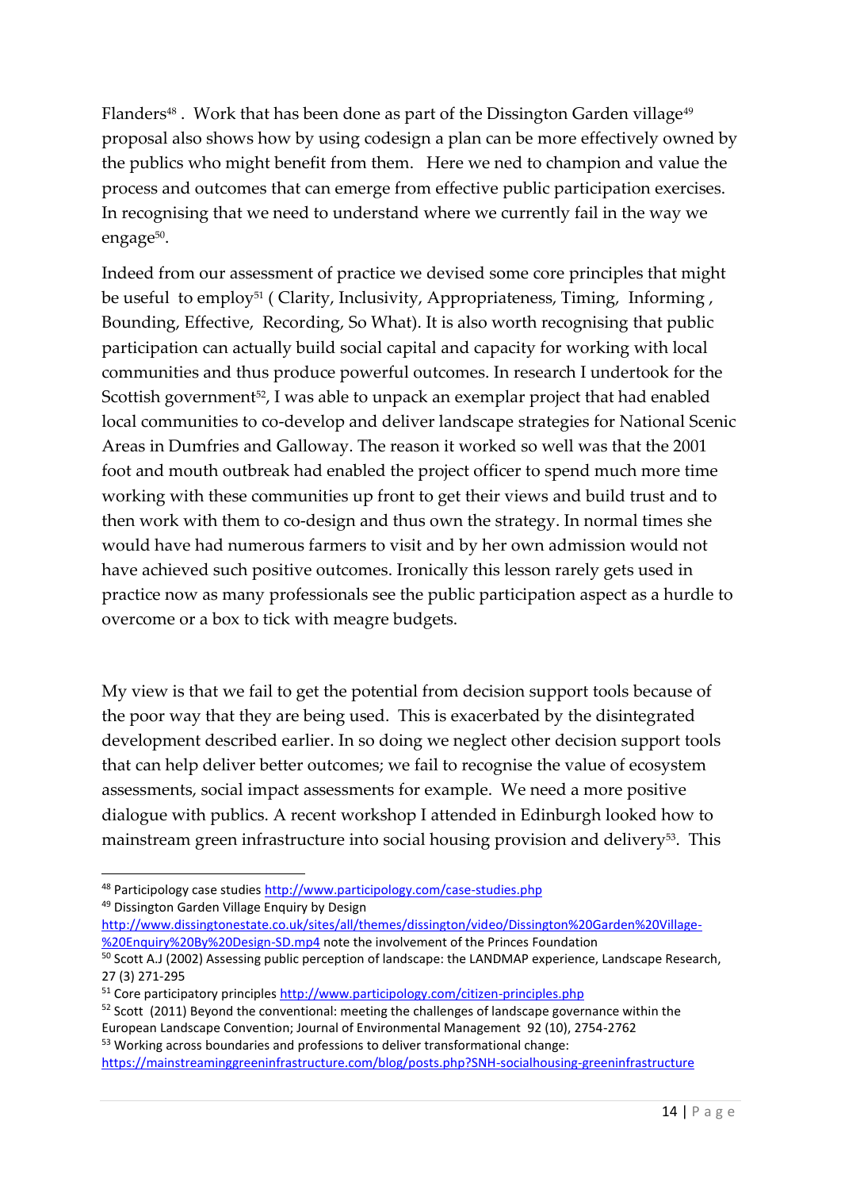Flanders[48] . Work that has been done as part of the Dissington Garden village[49] proposal also shows how by using codesign a plan can be more effectively owned by the publics who might benefit from them. Here we ned to champion and value the process and outcomes that can emerge from effective public participation exercises. In recognising that we need to understand where we currently fail in the way we engage[50].

Indeed from our assessment of practice we devised some core principles that might be useful to employ[51] ( Clarity, Inclusivity, Appropriateness, Timing, Informing , Bounding, Effective, Recording, So What). It is also worth recognising that public participation can actually build social capital and capacity for working with local communities and thus produce powerful outcomes. In research I undertook for the Scottish government[52], I was able to unpack an exemplar project that had enabled local communities to co-develop and deliver landscape strategies for National Scenic Areas in Dumfries and Galloway. The reason it worked so well was that the 2001 foot and mouth outbreak had enabled the project officer to spend much more time working with these communities up front to get their views and build trust and to then work with them to co-design and thus own the strategy. In normal times she would have had numerous farmers to visit and by her own admission would not have achieved such positive outcomes. Ironically this lesson rarely gets used in practice now as many professionals see the public participation aspect as a hurdle to overcome or a box to tick with meagre budgets.

My view is that we fail to get the potential from decision support tools because of the poor way that they are being used. This is exacerbated by the disintegrated development described earlier. In so doing we neglect other decision support tools that can help deliver better outcomes; we fail to recognise the value of ecosystem assessments, social impact assessments for example. We need a more positive dialogue with publics. A recent workshop I attended in Edinburgh looked how to mainstream green infrastructure into social housing provision and delivery[53]. This

---

[48] Participology case studies http://www.participology.com/case-studies.php

[49] Dissington Garden Village Enquiry by Design http://www.dissingtonestate.co.uk/sites/all/themes/dissington/video/Dissington%20Garden%20Village-%20Enquiry%20By%20Design-SD.mp4 note the involvement of the Princes Foundation

[50] Scott A.J (2002) Assessing public perception of landscape: the LANDMAP experience, Landscape Research, 27 (3) 271-295

[51] Core participatory principles http://www.participology.com/citizen-principles.php

[52] Scott (2011) Beyond the conventional: meeting the challenges of landscape governance within the European Landscape Convention; Journal of Environmental Management 92 (10), 2754-2762

[53] Working across boundaries and professions to deliver transformational change: https://mainstreaminggreeninfrastructure.com/blog/posts.php?SNH-socialhousing-greeninfrastructure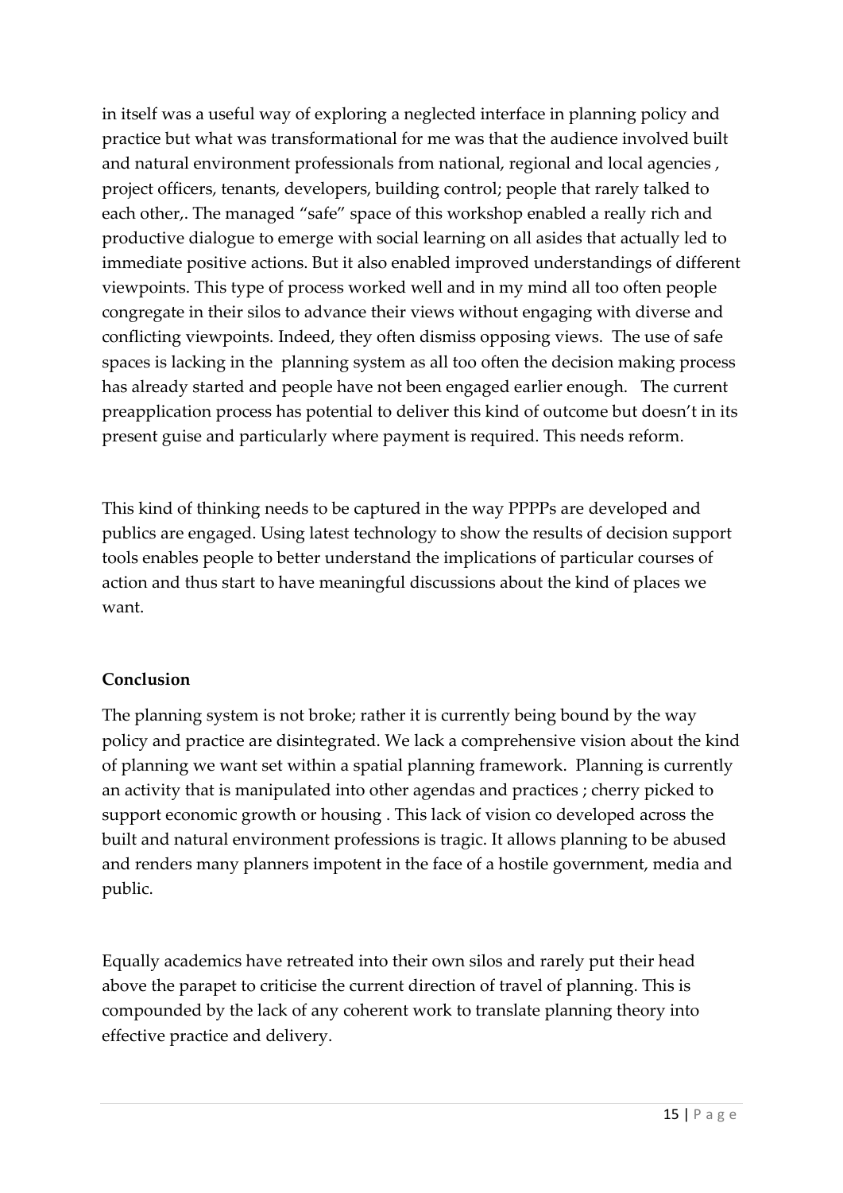in itself was a useful way of exploring a neglected interface in planning policy and practice but what was transformational for me was that the audience involved built and natural environment professionals from national, regional and local agencies , project officers, tenants, developers, building control; people that rarely talked to each other,. The managed "safe" space of this workshop enabled a really rich and productive dialogue to emerge with social learning on all asides that actually led to immediate positive actions. But it also enabled improved understandings of different viewpoints. This type of process worked well and in my mind all too often people congregate in their silos to advance their views without engaging with diverse and conflicting viewpoints. Indeed, they often dismiss opposing views. The use of safe spaces is lacking in the planning system as all too often the decision making process has already started and people have not been engaged earlier enough. The current preapplication process has potential to deliver this kind of outcome but doesn't in its present guise and particularly where payment is required. This needs reform.

This kind of thinking needs to be captured in the way PPPPs are developed and publics are engaged. Using latest technology to show the results of decision support tools enables people to better understand the implications of particular courses of action and thus start to have meaningful discussions about the kind of places we want.

**Conclusion**

The planning system is not broke; rather it is currently being bound by the way policy and practice are disintegrated. We lack a comprehensive vision about the kind of planning we want set within a spatial planning framework. Planning is currently an activity that is manipulated into other agendas and practices ; cherry picked to support economic growth or housing . This lack of vision co developed across the built and natural environment professions is tragic. It allows planning to be abused and renders many planners impotent in the face of a hostile government, media and public.

Equally academics have retreated into their own silos and rarely put their head above the parapet to criticise the current direction of travel of planning. This is compounded by the lack of any coherent work to translate planning theory into effective practice and delivery.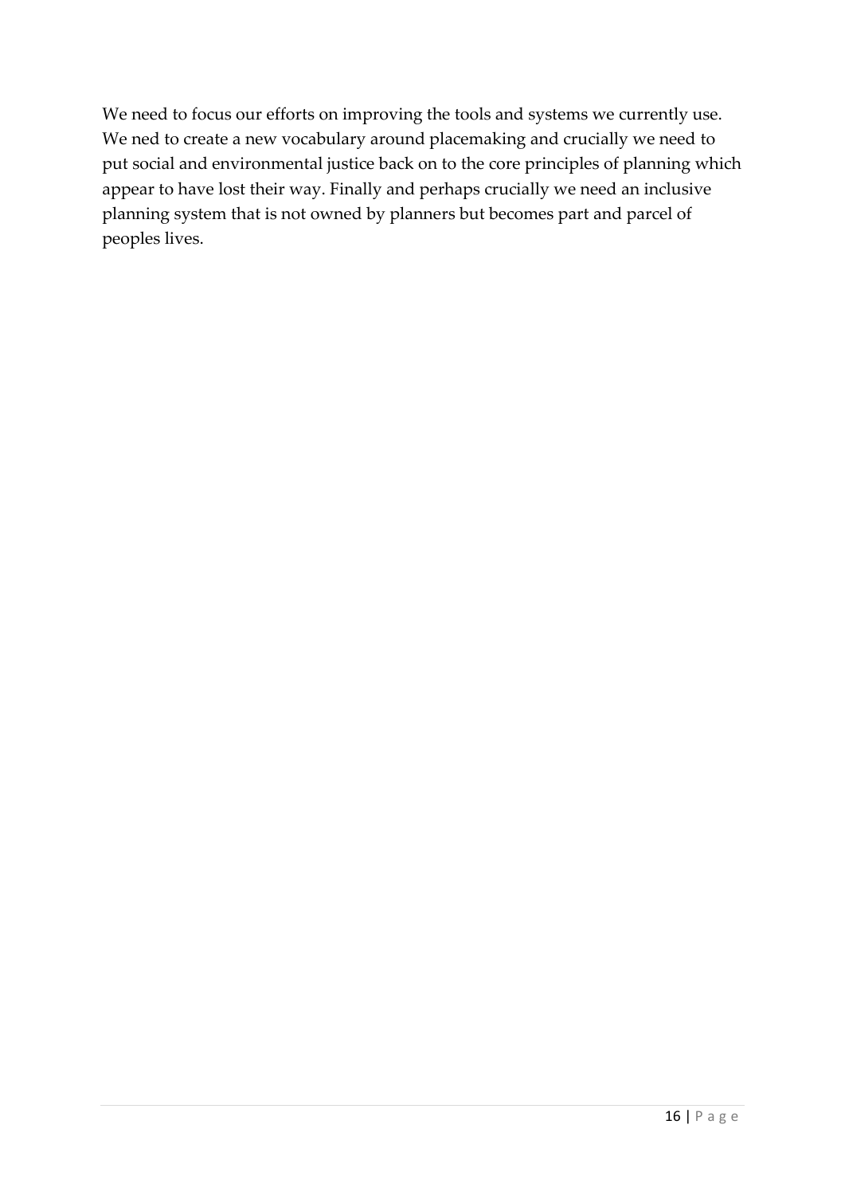We need to focus our efforts on improving the tools and systems we currently use. We ned to create a new vocabulary around placemaking and crucially we need to put social and environmental justice back on to the core principles of planning which appear to have lost their way. Finally and perhaps crucially we need an inclusive planning system that is not owned by planners but becomes part and parcel of peoples lives.